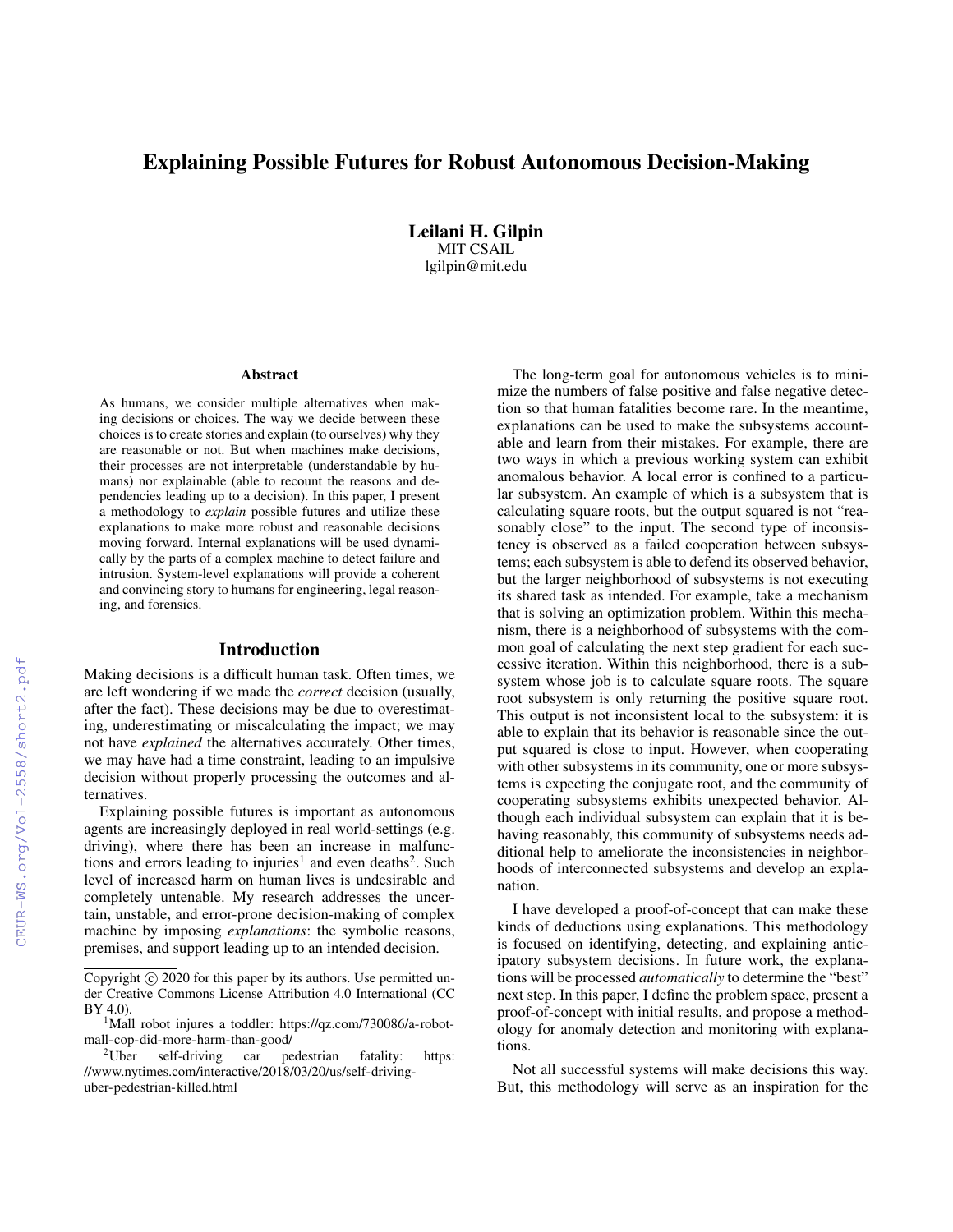# Explaining Possible Futures for Robust Autonomous Decision-Making

**Leilani H. Gilpin**
MIT CSAIL
lgilpin@mit.edu

### Abstract

As humans, we consider multiple alternatives when making decisions or choices. The way we decide between these choices is to create stories and explain (to ourselves) why they are reasonable or not. But when machines make decisions, their processes are not interpretable (understandable by humans) nor explainable (able to recount the reasons and dependencies leading up to a decision). In this paper, I present a methodology to *explain* possible futures and utilize these explanations to make more robust and reasonable decisions moving forward. Internal explanations will be used dynamically by the parts of a complex machine to detect failure and intrusion. System-level explanations will provide a coherent and convincing story to humans for engineering, legal reasoning, and forensics.

## Introduction

Making decisions is a difficult human task. Often times, we are left wondering if we made the *correct* decision (usually, after the fact). These decisions may be due to overestimating, underestimating or miscalculating the impact; we may not have *explained* the alternatives accurately. Other times, we may have had a time constraint, leading to an impulsive decision without properly processing the outcomes and alternatives.

Explaining possible futures is important as autonomous agents are increasingly deployed in real world-settings (e.g. driving), where there has been an increase in malfunctions and errors leading to injuries[1] and even deaths[2]. Such level of increased harm on human lives is undesirable and completely untenable. My research addresses the uncertain, unstable, and error-prone decision-making of complex machine by imposing *explanations*: the symbolic reasons, premises, and support leading up to an intended decision.

The long-term goal for autonomous vehicles is to minimize the numbers of false positive and false negative detection so that human fatalities become rare. In the meantime, explanations can be used to make the subsystems accountable and learn from their mistakes. For example, there are two ways in which a previous working system can exhibit anomalous behavior. A local error is confined to a particular subsystem. An example of which is a subsystem that is calculating square roots, but the output squared is not "reasonably close" to the input. The second type of inconsistency is observed as a failed cooperation between subsystems; each subsystem is able to defend its observed behavior, but the larger neighborhood of subsystems is not executing its shared task as intended. For example, take a mechanism that is solving an optimization problem. Within this mechanism, there is a neighborhood of subsystems with the common goal of calculating the next step gradient for each successive iteration. Within this neighborhood, there is a subsystem whose job is to calculate square roots. The square root subsystem is only returning the positive square root. This output is not inconsistent local to the subsystem: it is able to explain that its behavior is reasonable since the output squared is close to input. However, when cooperating with other subsystems in its community, one or more subsystems is expecting the conjugate root, and the community of cooperating subsystems exhibits unexpected behavior. Although each individual subsystem can explain that it is behaving reasonably, this community of subsystems needs additional help to ameliorate the inconsistencies in neighborhoods of interconnected subsystems and develop an explanation.

I have developed a proof-of-concept that can make these kinds of deductions using explanations. This methodology is focused on identifying, detecting, and explaining anticipatory subsystem decisions. In future work, the explanations will be processed *automatically* to determine the "best" next step. In this paper, I define the problem space, present a proof-of-concept with initial results, and propose a methodology for anomaly detection and monitoring with explanations.

Not all successful systems will make decisions this way. But, this methodology will serve as an inspiration for the

---

Copyright © 2020 for this paper by its authors. Use permitted under Creative Commons License Attribution 4.0 International (CC BY 4.0).

[1] Mall robot injures a toddler: https://qz.com/730086/a-robot-mall-cop-did-more-harm-than-good/

[2] Uber self-driving car pedestrian fatality: https://www.nytimes.com/interactive/2018/03/20/us/self-driving-uber-pedestrian-killed.html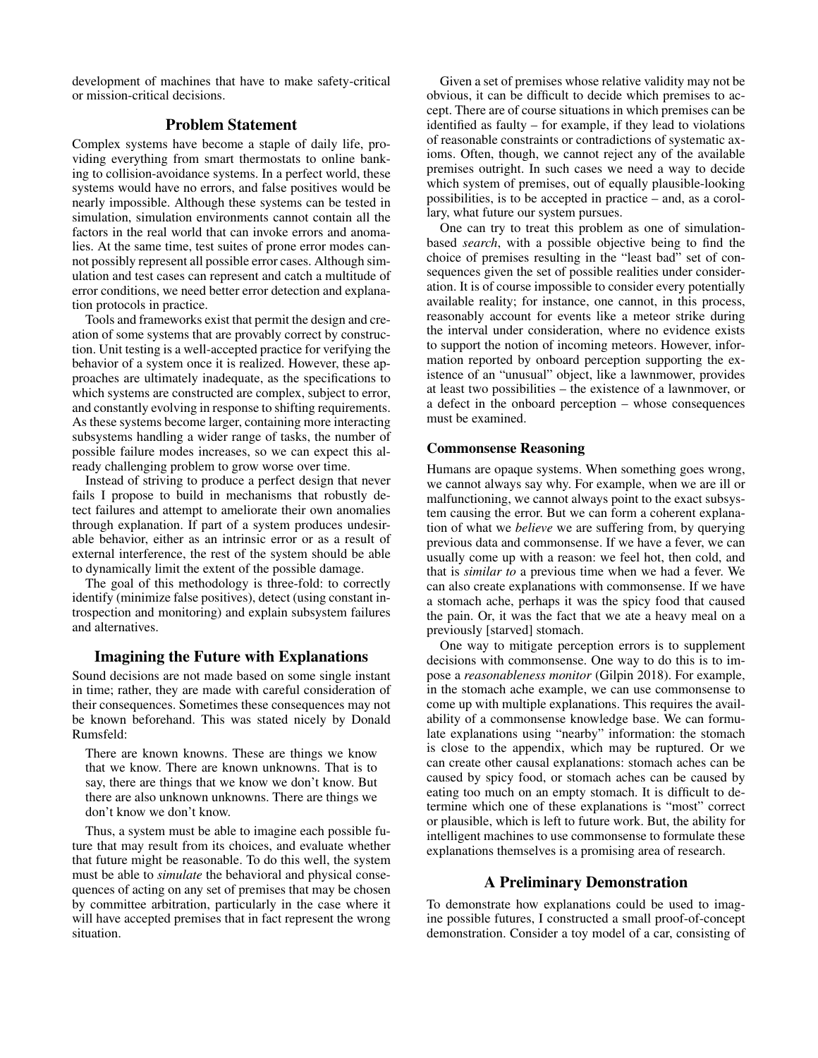development of machines that have to make safety-critical or mission-critical decisions.

## Problem Statement

Complex systems have become a staple of daily life, providing everything from smart thermostats to online banking to collision-avoidance systems. In a perfect world, these systems would have no errors, and false positives would be nearly impossible. Although these systems can be tested in simulation, simulation environments cannot contain all the factors in the real world that can invoke errors and anomalies. At the same time, test suites of prone error modes cannot possibly represent all possible error cases. Although simulation and test cases can represent and catch a multitude of error conditions, we need better error detection and explanation protocols in practice.

Tools and frameworks exist that permit the design and creation of some systems that are provably correct by construction. Unit testing is a well-accepted practice for verifying the behavior of a system once it is realized. However, these approaches are ultimately inadequate, as the specifications to which systems are constructed are complex, subject to error, and constantly evolving in response to shifting requirements. As these systems become larger, containing more interacting subsystems handling a wider range of tasks, the number of possible failure modes increases, so we can expect this already challenging problem to grow worse over time.

Instead of striving to produce a perfect design that never fails I propose to build in mechanisms that robustly detect failures and attempt to ameliorate their own anomalies through explanation. If part of a system produces undesirable behavior, either as an intrinsic error or as a result of external interference, the rest of the system should be able to dynamically limit the extent of the possible damage.

The goal of this methodology is three-fold: to correctly identify (minimize false positives), detect (using constant introspection and monitoring) and explain subsystem failures and alternatives.

## Imagining the Future with Explanations

Sound decisions are not made based on some single instant in time; rather, they are made with careful consideration of their consequences. Sometimes these consequences may not be known beforehand. This was stated nicely by Donald Rumsfeld:

> There are known knowns. These are things we know that we know. There are known unknowns. That is to say, there are things that we know we don't know. But there are also unknown unknowns. There are things we don't know we don't know.

Thus, a system must be able to imagine each possible future that may result from its choices, and evaluate whether that future might be reasonable. To do this well, the system must be able to *simulate* the behavioral and physical consequences of acting on any set of premises that may be chosen by committee arbitration, particularly in the case where it will have accepted premises that in fact represent the wrong situation.

Given a set of premises whose relative validity may not be obvious, it can be difficult to decide which premises to accept. There are of course situations in which premises can be identified as faulty – for example, if they lead to violations of reasonable constraints or contradictions of systematic axioms. Often, though, we cannot reject any of the available premises outright. In such cases we need a way to decide which system of premises, out of equally plausible-looking possibilities, is to be accepted in practice – and, as a corollary, what future our system pursues.

One can try to treat this problem as one of simulation-based *search*, with a possible objective being to find the choice of premises resulting in the "least bad" set of consequences given the set of possible realities under consideration. It is of course impossible to consider every potentially available reality; for instance, one cannot, in this process, reasonably account for events like a meteor strike during the interval under consideration, where no evidence exists to support the notion of incoming meteors. However, information reported by onboard perception supporting the existence of an "unusual" object, like a lawnmower, provides at least two possibilities – the existence of a lawnmover, or a defect in the onboard perception – whose consequences must be examined.

### Commonsense Reasoning

Humans are opaque systems. When something goes wrong, we cannot always say why. For example, when we are ill or malfunctioning, we cannot always point to the exact subsystem causing the error. But we can form a coherent explanation of what we *believe* we are suffering from, by querying previous data and commonsense. If we have a fever, we can usually come up with a reason: we feel hot, then cold, and that is *similar to* a previous time when we had a fever. We can also create explanations with commonsense. If we have a stomach ache, perhaps it was the spicy food that caused the pain. Or, it was the fact that we ate a heavy meal on a previously [starved] stomach.

One way to mitigate perception errors is to supplement decisions with commonsense. One way to do this is to impose a *reasonableness monitor* (Gilpin 2018). For example, in the stomach ache example, we can use commonsense to come up with multiple explanations. This requires the availability of a commonsense knowledge base. We can formulate explanations using "nearby" information: the stomach is close to the appendix, which may be ruptured. Or we can create other causal explanations: stomach aches can be caused by spicy food, or stomach aches can be caused by eating too much on an empty stomach. It is difficult to determine which one of these explanations is "most" correct or plausible, which is left to future work. But, the ability for intelligent machines to use commonsense to formulate these explanations themselves is a promising area of research.

## A Preliminary Demonstration

To demonstrate how explanations could be used to imagine possible futures, I constructed a small proof-of-concept demonstration. Consider a toy model of a car, consisting of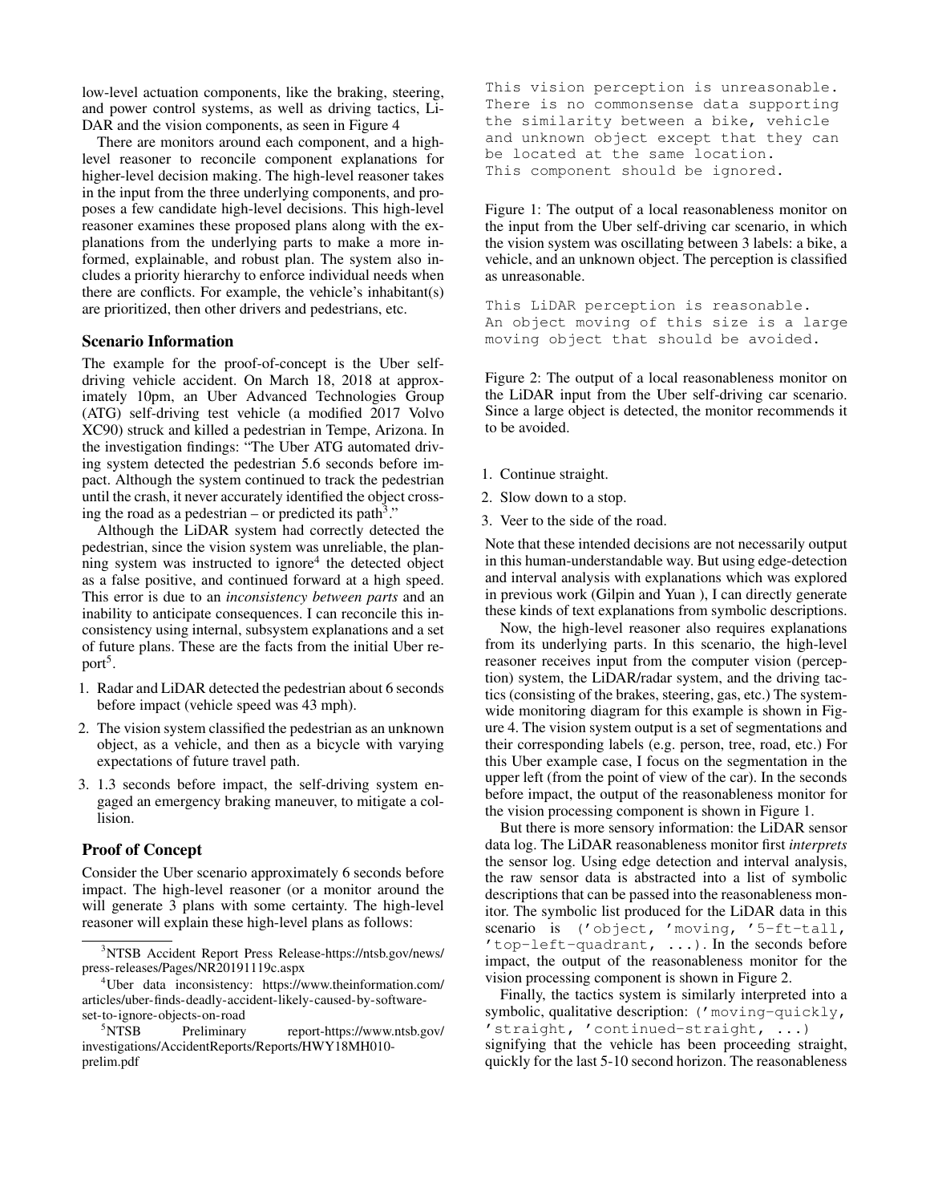low-level actuation components, like the braking, steering, and power control systems, as well as driving tactics, LiDAR and the vision components, as seen in Figure 4

There are monitors around each component, and a high-level reasoner to reconcile component explanations for higher-level decision making. The high-level reasoner takes in the input from the three underlying components, and proposes a few candidate high-level decisions. This high-level reasoner examines these proposed plans along with the explanations from the underlying parts to make a more informed, explainable, and robust plan. The system also includes a priority hierarchy to enforce individual needs when there are conflicts. For example, the vehicle's inhabitant(s) are prioritized, then other drivers and pedestrians, etc.

### Scenario Information

The example for the proof-of-concept is the Uber self-driving vehicle accident. On March 18, 2018 at approximately 10pm, an Uber Advanced Technologies Group (ATG) self-driving test vehicle (a modified 2017 Volvo XC90) struck and killed a pedestrian in Tempe, Arizona. In the investigation findings: "The Uber ATG automated driving system detected the pedestrian 5.6 seconds before impact. Although the system continued to track the pedestrian until the crash, it never accurately identified the object crossing the road as a pedestrian – or predicted its path[3]."

Although the LiDAR system had correctly detected the pedestrian, since the vision system was unreliable, the planning system was instructed to ignore[4] the detected object as a false positive, and continued forward at a high speed. This error is due to an *inconsistency between parts* and an inability to anticipate consequences. I can reconcile this inconsistency using internal, subsystem explanations and a set of future plans. These are the facts from the initial Uber report[5].

1. Radar and LiDAR detected the pedestrian about 6 seconds before impact (vehicle speed was 43 mph).
2. The vision system classified the pedestrian as an unknown object, as a vehicle, and then as a bicycle with varying expectations of future travel path.
3. 1.3 seconds before impact, the self-driving system engaged an emergency braking maneuver, to mitigate a collision.

### Proof of Concept

Consider the Uber scenario approximately 6 seconds before impact. The high-level reasoner (or a monitor around the will generate 3 plans with some certainty. The high-level reasoner will explain these high-level plans as follows:

```
This vision perception is unreasonable.
There is no commonsense data supporting
the similarity between a bike, vehicle
and unknown object except that they can
be located at the same location.
This component should be ignored.
```

Figure 1: The output of a local reasonableness monitor on the input from the Uber self-driving car scenario, in which the vision system was oscillating between 3 labels: a bike, a vehicle, and an unknown object. The perception is classified as unreasonable.

```
This LiDAR perception is reasonable.
An object moving of this size is a large
moving object that should be avoided.
```

Figure 2: The output of a local reasonableness monitor on the LiDAR input from the Uber self-driving car scenario. Since a large object is detected, the monitor recommends it to be avoided.

1. Continue straight.
2. Slow down to a stop.
3. Veer to the side of the road.

Note that these intended decisions are not necessarily output in this human-understandable way. But using edge-detection and interval analysis with explanations which was explored in previous work (Gilpin and Yuan ), I can directly generate these kinds of text explanations from symbolic descriptions.

Now, the high-level reasoner also requires explanations from its underlying parts. In this scenario, the high-level reasoner receives input from the computer vision (perception) system, the LiDAR/radar system, and the driving tactics (consisting of the brakes, steering, gas, etc.) The system-wide monitoring diagram for this example is shown in Figure 4. The vision system output is a set of segmentations and their corresponding labels (e.g. person, tree, road, etc.) For this Uber example case, I focus on the segmentation in the upper left (from the point of view of the car). In the seconds before impact, the output of the reasonableness monitor for the vision processing component is shown in Figure 1.

But there is more sensory information: the LiDAR sensor data log. The LiDAR reasonableness monitor first *interprets* the sensor log. Using edge detection and interval analysis, the raw sensor data is abstracted into a list of symbolic descriptions that can be passed into the reasonableness monitor. The symbolic list produced for the LiDAR data in this scenario is `('object, 'moving, '5-ft-tall, 'top-left-quadrant, ...)`. In the seconds before impact, the output of the reasonableness monitor for the vision processing component is shown in Figure 2.

Finally, the tactics system is similarly interpreted into a symbolic, qualitative description: `('moving-quickly, 'straight, 'continued-straight, ...)` signifying that the vehicle has been proceeding straight, quickly for the last 5-10 second horizon. The reasonableness

[3] NTSB Accident Report Press Release-https://ntsb.gov/news/press-releases/Pages/NR20191119c.aspx

[4] Uber data inconsistency: https://www.theinformation.com/articles/uber-finds-deadly-accident-likely-caused-by-software-set-to-ignore-objects-on-road

[5] NTSB Preliminary report-https://www.ntsb.gov/investigations/AccidentReports/Reports/HWY18MH010-prelim.pdf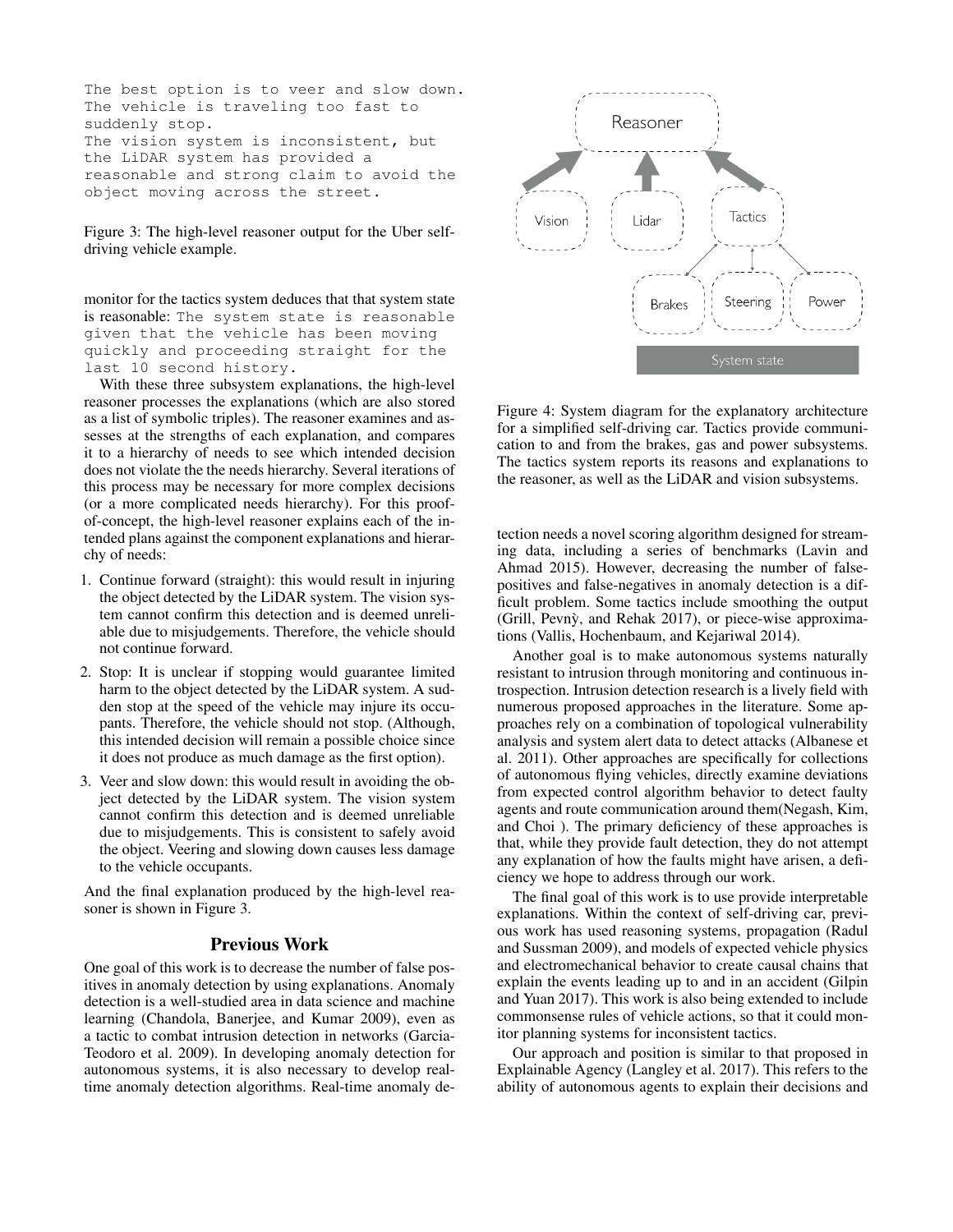```
The best option is to veer and slow down.
The vehicle is traveling too fast to
suddenly stop.
The vision system is inconsistent, but
the LiDAR system has provided a
reasonable and strong claim to avoid the
object moving across the street.
```

Figure 3: The high-level reasoner output for the Uber self-driving vehicle example.

monitor for the tactics system deduces that that system state is reasonable: `The system state is reasonable given that the vehicle has been moving quickly and proceeding straight for the last 10 second history.`

With these three subsystem explanations, the high-level reasoner processes the explanations (which are also stored as a list of symbolic triples). The reasoner examines and assesses at the strengths of each explanation, and compares it to a hierarchy of needs to see which intended decision does not violate the the needs hierarchy. Several iterations of this process may be necessary for more complex decisions (or a more complicated needs hierarchy). For this proof-of-concept, the high-level reasoner explains each of the intended plans against the component explanations and hierarchy of needs:

1. Continue forward (straight): this would result in injuring the object detected by the LiDAR system. The vision system cannot confirm this detection and is deemed unreliable due to misjudgements. Therefore, the vehicle should not continue forward.
2. Stop: It is unclear if stopping would guarantee limited harm to the object detected by the LiDAR system. A sudden stop at the speed of the vehicle may injure its occupants. Therefore, the vehicle should not stop. (Although, this intended decision will remain a possible choice since it does not produce as much damage as the first option).
3. Veer and slow down: this would result in avoiding the object detected by the LiDAR system. The vision system cannot confirm this detection and is deemed unreliable due to misjudgements. This is consistent to safely avoid the object. Veering and slowing down causes less damage to the vehicle occupants.

And the final explanation produced by the high-level reasoner is shown in Figure 3.

Figure 4: System diagram for the explanatory architecture for a simplified self-driving car. Tactics provide communication to and from the brakes, gas and power subsystems. The tactics system reports its reasons and explanations to the reasoner, as well as the LiDAR and vision subsystems.

## Previous Work

One goal of this work is to decrease the number of false positives in anomaly detection by using explanations. Anomaly detection is a well-studied area in data science and machine learning (Chandola, Banerjee, and Kumar 2009), even as a tactic to combat intrusion detection in networks (Garcia-Teodoro et al. 2009). In developing anomaly detection for autonomous systems, it is also necessary to develop real-time anomaly detection algorithms. Real-time anomaly detection needs a novel scoring algorithm designed for streaming data, including a series of benchmarks (Lavin and Ahmad 2015). However, decreasing the number of false-positives and false-negatives in anomaly detection is a difficult problem. Some tactics include smoothing the output (Grill, Pevnỳ, and Rehak 2017), or piece-wise approximations (Vallis, Hochenbaum, and Kejariwal 2014).

Another goal is to make autonomous systems naturally resistant to intrusion through monitoring and continuous introspection. Intrusion detection research is a lively field with numerous proposed approaches in the literature. Some approaches rely on a combination of topological vulnerability analysis and system alert data to detect attacks (Albanese et al. 2011). Other approaches are specifically for collections of autonomous flying vehicles, directly examine deviations from expected control algorithm behavior to detect faulty agents and route communication around them(Negash, Kim, and Choi ). The primary deficiency of these approaches is that, while they provide fault detection, they do not attempt any explanation of how the faults might have arisen, a deficiency we hope to address through our work.

The final goal of this work is to use provide interpretable explanations. Within the context of self-driving car, previous work has used reasoning systems, propagation (Radul and Sussman 2009), and models of expected vehicle physics and electromechanical behavior to create causal chains that explain the events leading up to and in an accident (Gilpin and Yuan 2017). This work is also being extended to include commonsense rules of vehicle actions, so that it could monitor planning systems for inconsistent tactics.

Our approach and position is similar to that proposed in Explainable Agency (Langley et al. 2017). This refers to the ability of autonomous agents to explain their decisions and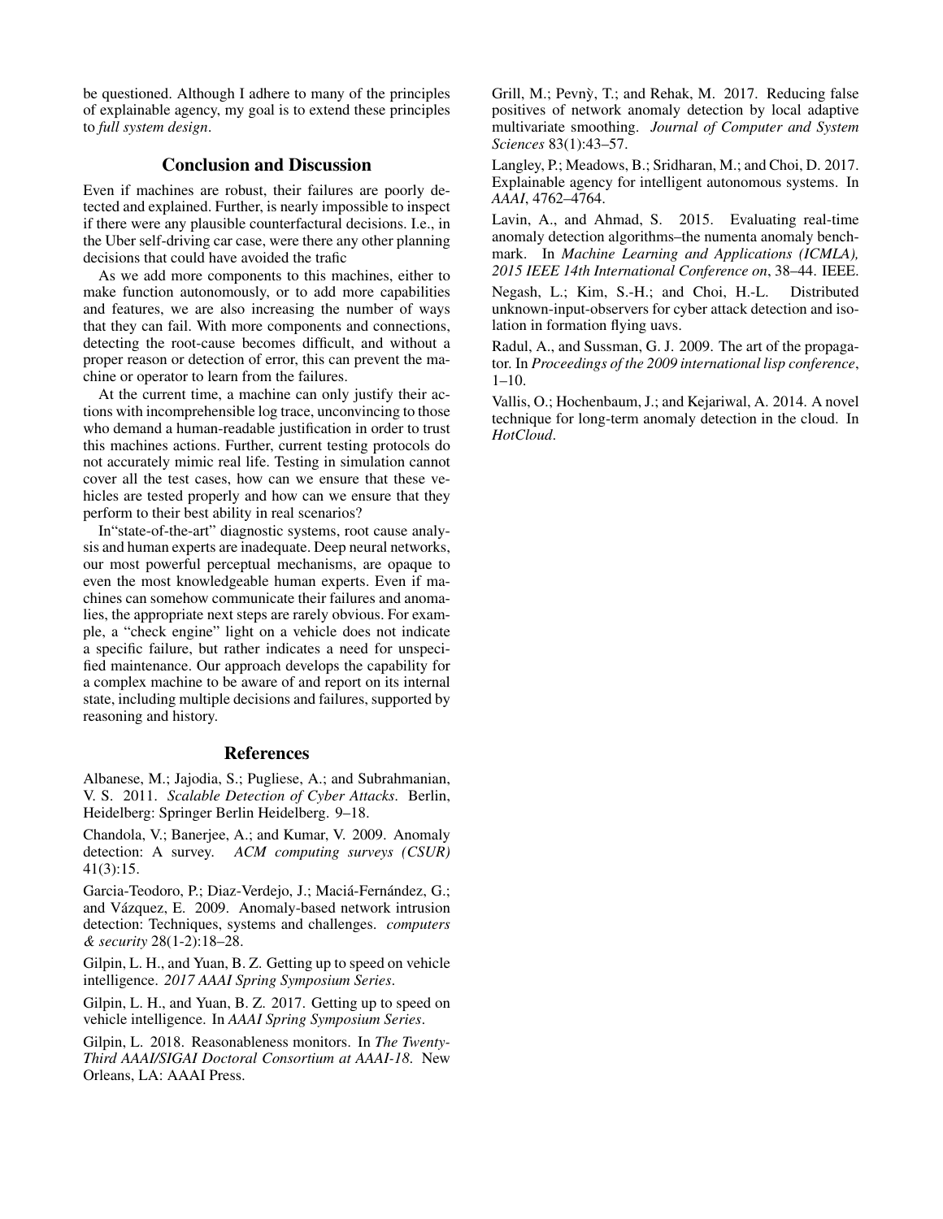be questioned. Although I adhere to many of the principles of explainable agency, my goal is to extend these principles to *full system design*.

## Conclusion and Discussion

Even if machines are robust, their failures are poorly detected and explained. Further, is nearly impossible to inspect if there were any plausible counterfactural decisions. I.e., in the Uber self-driving car case, were there any other planning decisions that could have avoided the trafic

As we add more components to this machines, either to make function autonomously, or to add more capabilities and features, we are also increasing the number of ways that they can fail. With more components and connections, detecting the root-cause becomes difficult, and without a proper reason or detection of error, this can prevent the machine or operator to learn from the failures.

At the current time, a machine can only justify their actions with incomprehensible log trace, unconvincing to those who demand a human-readable justification in order to trust this machines actions. Further, current testing protocols do not accurately mimic real life. Testing in simulation cannot cover all the test cases, how can we ensure that these vehicles are tested properly and how can we ensure that they perform to their best ability in real scenarios?

In"state-of-the-art" diagnostic systems, root cause analysis and human experts are inadequate. Deep neural networks, our most powerful perceptual mechanisms, are opaque to even the most knowledgeable human experts. Even if machines can somehow communicate their failures and anomalies, the appropriate next steps are rarely obvious. For example, a "check engine" light on a vehicle does not indicate a specific failure, but rather indicates a need for unspecified maintenance. Our approach develops the capability for a complex machine to be aware of and report on its internal state, including multiple decisions and failures, supported by reasoning and history.

## References

Albanese, M.; Jajodia, S.; Pugliese, A.; and Subrahmanian, V. S. 2011. *Scalable Detection of Cyber Attacks*. Berlin, Heidelberg: Springer Berlin Heidelberg. 9–18.

Chandola, V.; Banerjee, A.; and Kumar, V. 2009. Anomaly detection: A survey. *ACM computing surveys (CSUR)* 41(3):15.

Garcia-Teodoro, P.; Diaz-Verdejo, J.; Maciá-Fernández, G.; and Vázquez, E. 2009. Anomaly-based network intrusion detection: Techniques, systems and challenges. *computers & security* 28(1-2):18–28.

Gilpin, L. H., and Yuan, B. Z. Getting up to speed on vehicle intelligence. *2017 AAAI Spring Symposium Series*.

Gilpin, L. H., and Yuan, B. Z. 2017. Getting up to speed on vehicle intelligence. In *AAAI Spring Symposium Series*.

Gilpin, L. 2018. Reasonableness monitors. In *The Twenty-Third AAAI/SIGAI Doctoral Consortium at AAAI-18*. New Orleans, LA: AAAI Press.

Grill, M.; Pevnỳ, T.; and Rehak, M. 2017. Reducing false positives of network anomaly detection by local adaptive multivariate smoothing. *Journal of Computer and System Sciences* 83(1):43–57.

Langley, P.; Meadows, B.; Sridharan, M.; and Choi, D. 2017. Explainable agency for intelligent autonomous systems. In *AAAI*, 4762–4764.

Lavin, A., and Ahmad, S. 2015. Evaluating real-time anomaly detection algorithms–the numenta anomaly benchmark. In *Machine Learning and Applications (ICMLA), 2015 IEEE 14th International Conference on*, 38–44. IEEE.

Negash, L.; Kim, S.-H.; and Choi, H.-L. Distributed unknown-input-observers for cyber attack detection and isolation in formation flying uavs.

Radul, A., and Sussman, G. J. 2009. The art of the propagator. In *Proceedings of the 2009 international lisp conference*, 1–10.

Vallis, O.; Hochenbaum, J.; and Kejariwal, A. 2014. A novel technique for long-term anomaly detection in the cloud. In *HotCloud*.